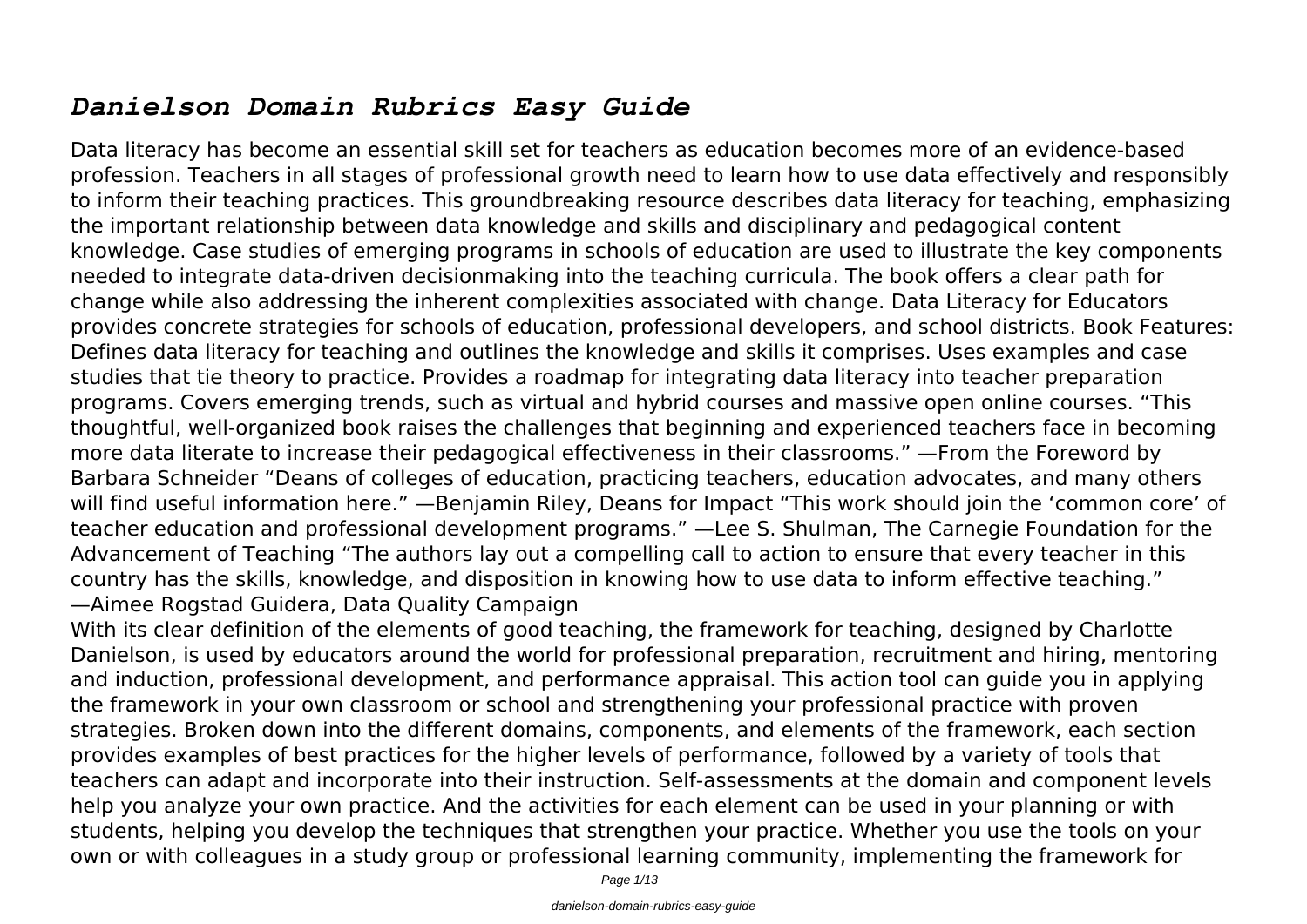# *Danielson Domain Rubrics Easy Guide*

Data literacy has become an essential skill set for teachers as education becomes more of an evidence-based profession. Teachers in all stages of professional growth need to learn how to use data effectively and responsibly to inform their teaching practices. This groundbreaking resource describes data literacy for teaching, emphasizing the important relationship between data knowledge and skills and disciplinary and pedagogical content knowledge. Case studies of emerging programs in schools of education are used to illustrate the key components needed to integrate data-driven decisionmaking into the teaching curricula. The book offers a clear path for change while also addressing the inherent complexities associated with change. Data Literacy for Educators provides concrete strategies for schools of education, professional developers, and school districts. Book Features: Defines data literacy for teaching and outlines the knowledge and skills it comprises. Uses examples and case studies that tie theory to practice. Provides a roadmap for integrating data literacy into teacher preparation programs. Covers emerging trends, such as virtual and hybrid courses and massive open online courses. "This thoughtful, well-organized book raises the challenges that beginning and experienced teachers face in becoming more data literate to increase their pedagogical effectiveness in their classrooms." —From the Foreword by Barbara Schneider "Deans of colleges of education, practicing teachers, education advocates, and many others will find useful information here." —Benjamin Riley, Deans for Impact "This work should join the 'common core' of teacher education and professional development programs." —Lee S. Shulman, The Carnegie Foundation for the Advancement of Teaching "The authors lay out a compelling call to action to ensure that every teacher in this country has the skills, knowledge, and disposition in knowing how to use data to inform effective teaching." —Aimee Rogstad Guidera, Data Quality Campaign

With its clear definition of the elements of good teaching, the framework for teaching, designed by Charlotte Danielson, is used by educators around the world for professional preparation, recruitment and hiring, mentoring and induction, professional development, and performance appraisal. This action tool can guide you in applying the framework in your own classroom or school and strengthening your professional practice with proven strategies. Broken down into the different domains, components, and elements of the framework, each section provides examples of best practices for the higher levels of performance, followed by a variety of tools that teachers can adapt and incorporate into their instruction. Self-assessments at the domain and component levels help you analyze your own practice. And the activities for each element can be used in your planning or with students, helping you develop the techniques that strengthen your practice. Whether you use the tools on your own or with colleagues in a study group or professional learning community, implementing the framework for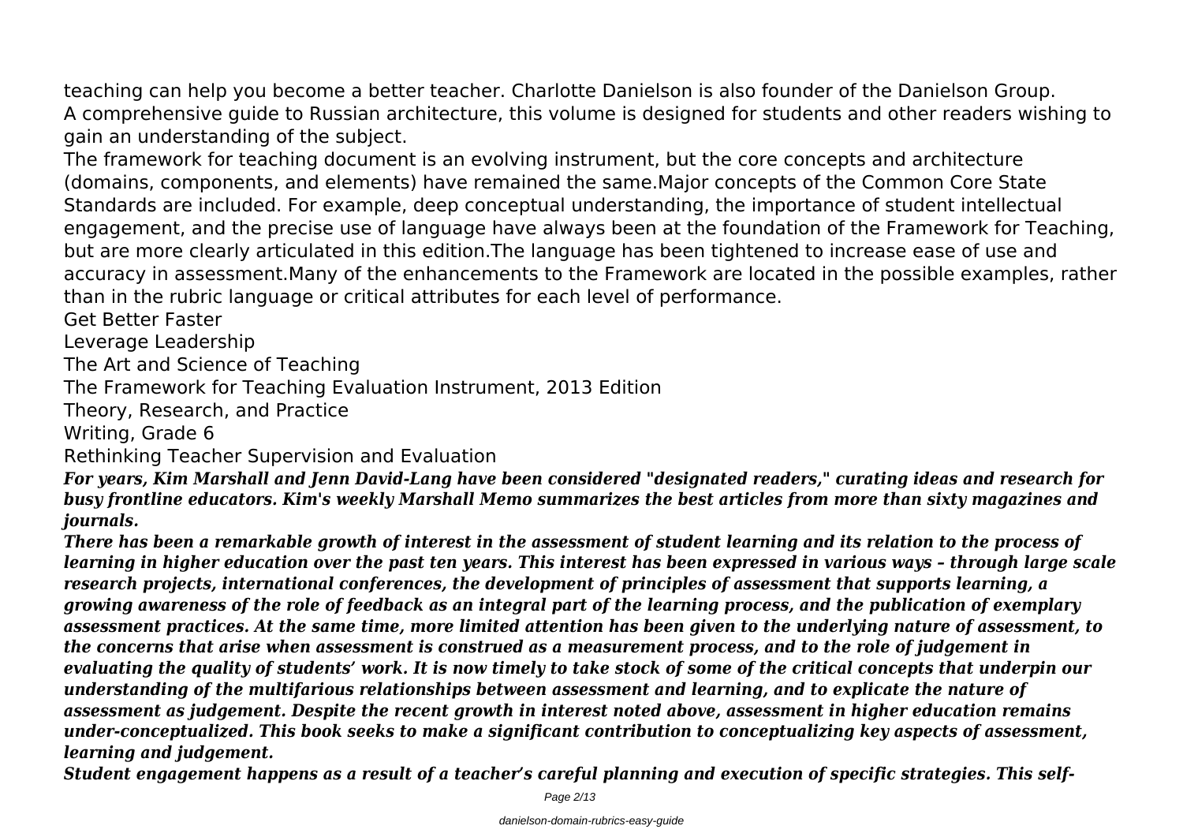teaching can help you become a better teacher. Charlotte Danielson is also founder of the Danielson Group.
A comprehensive guide to Russian architecture, this volume is designed for students and other readers wishing to gain an understanding of the subject.
The framework for teaching document is an evolving instrument, but the core concepts and architecture (domains, components, and elements) have remained the same.Major concepts of the Common Core State Standards are included. For example, deep conceptual understanding, the importance of student intellectual engagement, and the precise use of language have always been at the foundation of the Framework for Teaching, but are more clearly articulated in this edition.The language has been tightened to increase ease of use and accuracy in assessment.Many of the enhancements to the Framework are located in the possible examples, rather than in the rubric language or critical attributes for each level of performance.

Get Better Faster

Leverage Leadership

The Art and Science of Teaching

The Framework for Teaching Evaluation Instrument, 2013 Edition

Theory, Research, and Practice

Writing, Grade 6

Rethinking Teacher Supervision and Evaluation

***For years, Kim Marshall and Jenn David-Lang have been considered "designated readers," curating ideas and research for busy frontline educators. Kim's weekly Marshall Memo summarizes the best articles from more than sixty magazines and journals.***

***There has been a remarkable growth of interest in the assessment of student learning and its relation to the process of learning in higher education over the past ten years. This interest has been expressed in various ways – through large scale research projects, international conferences, the development of principles of assessment that supports learning, a growing awareness of the role of feedback as an integral part of the learning process, and the publication of exemplary assessment practices. At the same time, more limited attention has been given to the underlying nature of assessment, to the concerns that arise when assessment is construed as a measurement process, and to the role of judgement in evaluating the quality of students' work. It is now timely to take stock of some of the critical concepts that underpin our understanding of the multifarious relationships between assessment and learning, and to explicate the nature of assessment as judgement. Despite the recent growth in interest noted above, assessment in higher education remains under-conceptualized. This book seeks to make a significant contribution to conceptualizing key aspects of assessment, learning and judgement.***

***Student engagement happens as a result of a teacher's careful planning and execution of specific strategies. This self-***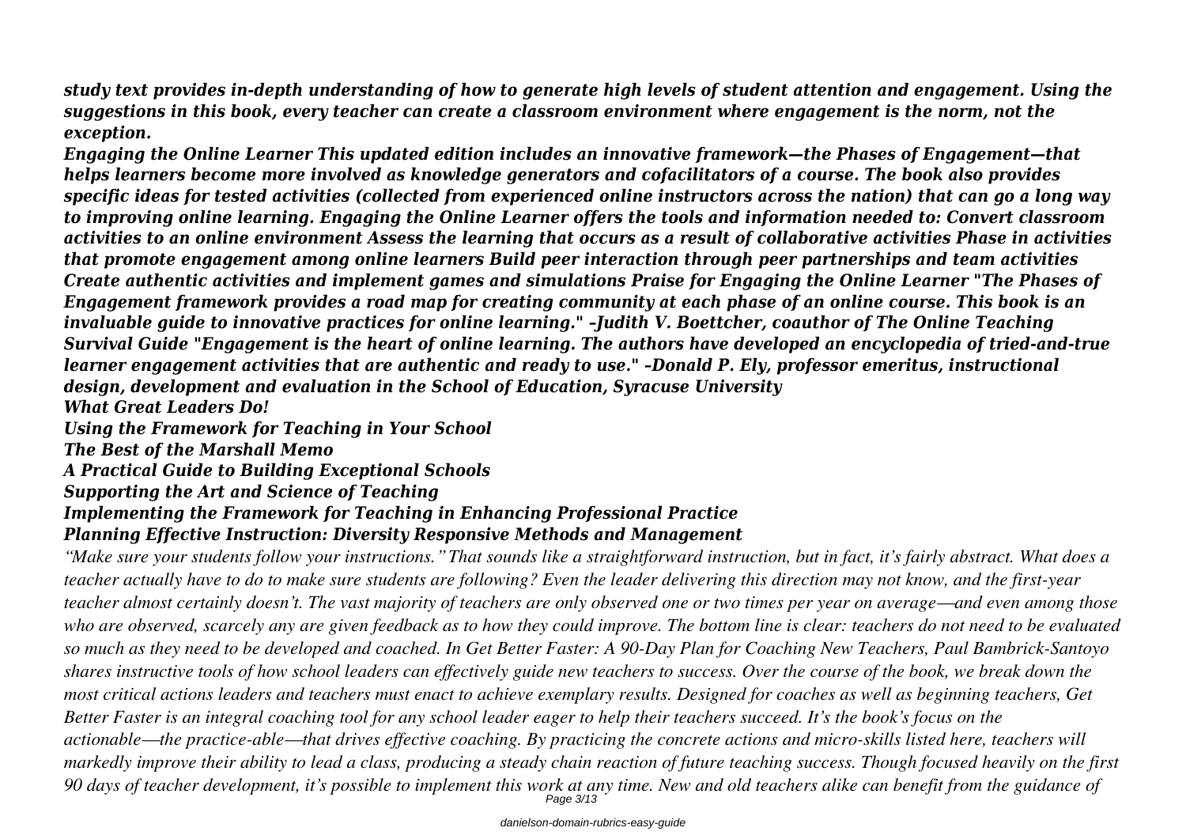*study text provides in-depth understanding of how to generate high levels of student attention and engagement. Using the suggestions in this book, every teacher can create a classroom environment where engagement is the norm, not the exception.*

*Engaging the Online Learner This updated edition includes an innovative framework—the Phases of Engagement—that helps learners become more involved as knowledge generators and cofacilitators of a course. The book also provides specific ideas for tested activities (collected from experienced online instructors across the nation) that can go a long way to improving online learning. Engaging the Online Learner offers the tools and information needed to: Convert classroom activities to an online environment Assess the learning that occurs as a result of collaborative activities Phase in activities that promote engagement among online learners Build peer interaction through peer partnerships and team activities Create authentic activities and implement games and simulations Praise for Engaging the Online Learner "The Phases of Engagement framework provides a road map for creating community at each phase of an online course. This book is an invaluable guide to innovative practices for online learning." –Judith V. Boettcher, coauthor of The Online Teaching Survival Guide "Engagement is the heart of online learning. The authors have developed an encyclopedia of tried-and-true learner engagement activities that are authentic and ready to use." –Donald P. Ely, professor emeritus, instructional design, development and evaluation in the School of Education, Syracuse University*

*What Great Leaders Do!*

*Using the Framework for Teaching in Your School*

*The Best of the Marshall Memo*

*A Practical Guide to Building Exceptional Schools*

*Supporting the Art and Science of Teaching*

*Implementing the Framework for Teaching in Enhancing Professional Practice*

*Planning Effective Instruction: Diversity Responsive Methods and Management*

*"Make sure your students follow your instructions." That sounds like a straightforward instruction, but in fact, it's fairly abstract. What does a teacher actually have to do to make sure students are following? Even the leader delivering this direction may not know, and the first-year teacher almost certainly doesn't. The vast majority of teachers are only observed one or two times per year on average—and even among those who are observed, scarcely any are given feedback as to how they could improve. The bottom line is clear: teachers do not need to be evaluated so much as they need to be developed and coached. In Get Better Faster: A 90-Day Plan for Coaching New Teachers, Paul Bambrick-Santoyo shares instructive tools of how school leaders can effectively guide new teachers to success. Over the course of the book, we break down the most critical actions leaders and teachers must enact to achieve exemplary results. Designed for coaches as well as beginning teachers, Get Better Faster is an integral coaching tool for any school leader eager to help their teachers succeed. It's the book's focus on the actionable—the practice-able—that drives effective coaching. By practicing the concrete actions and micro-skills listed here, teachers will markedly improve their ability to lead a class, producing a steady chain reaction of future teaching success. Though focused heavily on the first 90 days of teacher development, it's possible to implement this work at any time. New and old teachers alike can benefit from the guidance of*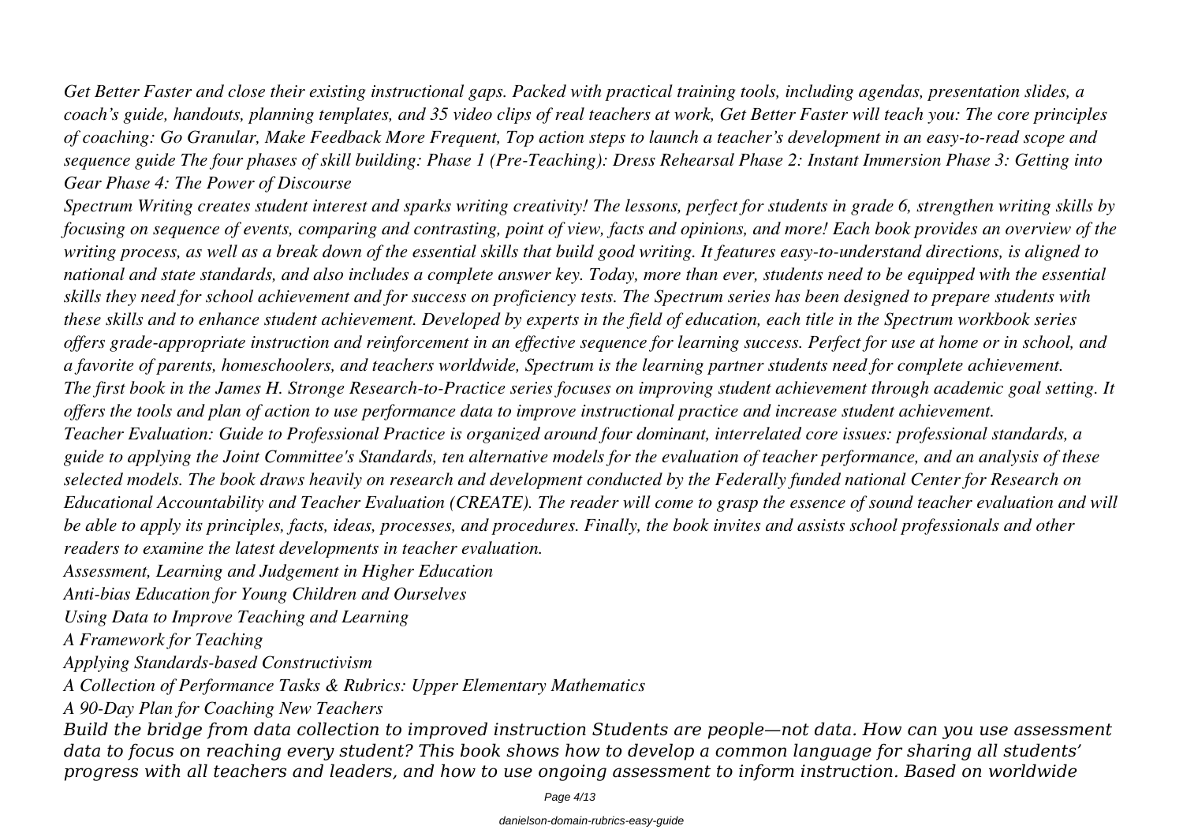*Get Better Faster and close their existing instructional gaps. Packed with practical training tools, including agendas, presentation slides, a coach's guide, handouts, planning templates, and 35 video clips of real teachers at work, Get Better Faster will teach you: The core principles of coaching: Go Granular, Make Feedback More Frequent, Top action steps to launch a teacher's development in an easy-to-read scope and sequence guide The four phases of skill building: Phase 1 (Pre-Teaching): Dress Rehearsal Phase 2: Instant Immersion Phase 3: Getting into Gear Phase 4: The Power of Discourse*

*Spectrum Writing creates student interest and sparks writing creativity! The lessons, perfect for students in grade 6, strengthen writing skills by focusing on sequence of events, comparing and contrasting, point of view, facts and opinions, and more! Each book provides an overview of the writing process, as well as a break down of the essential skills that build good writing. It features easy-to-understand directions, is aligned to national and state standards, and also includes a complete answer key. Today, more than ever, students need to be equipped with the essential skills they need for school achievement and for success on proficiency tests. The Spectrum series has been designed to prepare students with these skills and to enhance student achievement. Developed by experts in the field of education, each title in the Spectrum workbook series offers grade-appropriate instruction and reinforcement in an effective sequence for learning success. Perfect for use at home or in school, and a favorite of parents, homeschoolers, and teachers worldwide, Spectrum is the learning partner students need for complete achievement.*

*The first book in the James H. Stronge Research-to-Practice series focuses on improving student achievement through academic goal setting. It offers the tools and plan of action to use performance data to improve instructional practice and increase student achievement.*

*Teacher Evaluation: Guide to Professional Practice is organized around four dominant, interrelated core issues: professional standards, a guide to applying the Joint Committee's Standards, ten alternative models for the evaluation of teacher performance, and an analysis of these selected models. The book draws heavily on research and development conducted by the Federally funded national Center for Research on Educational Accountability and Teacher Evaluation (CREATE). The reader will come to grasp the essence of sound teacher evaluation and will be able to apply its principles, facts, ideas, processes, and procedures. Finally, the book invites and assists school professionals and other readers to examine the latest developments in teacher evaluation.*

*Assessment, Learning and Judgement in Higher Education*

*Anti-bias Education for Young Children and Ourselves*

*Using Data to Improve Teaching and Learning*

*A Framework for Teaching*

*Applying Standards-based Constructivism*

*A Collection of Performance Tasks & Rubrics: Upper Elementary Mathematics*

*A 90-Day Plan for Coaching New Teachers*

*Build the bridge from data collection to improved instruction Students are people—not data. How can you use assessment data to focus on reaching every student? This book shows how to develop a common language for sharing all students' progress with all teachers and leaders, and how to use ongoing assessment to inform instruction. Based on worldwide*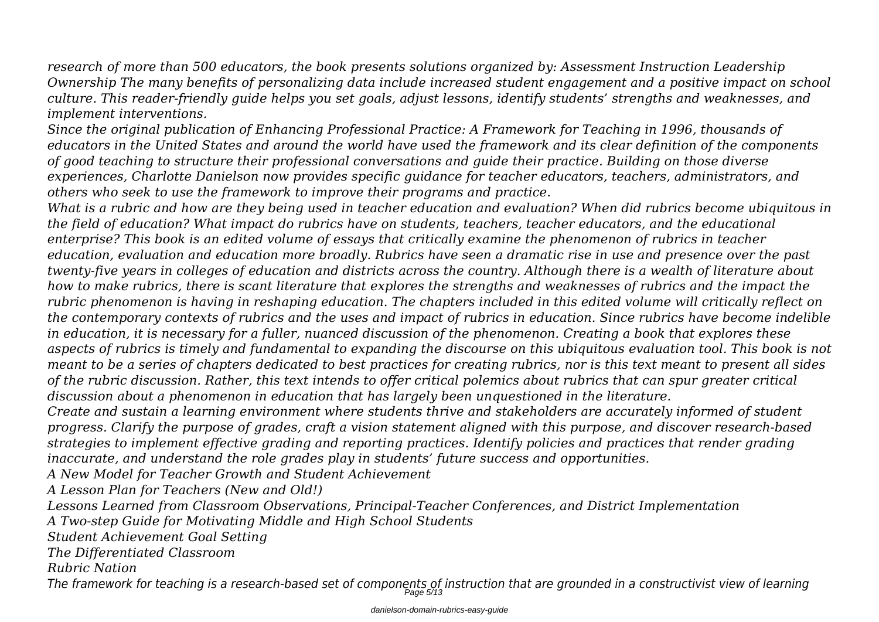*research of more than 500 educators, the book presents solutions organized by: Assessment Instruction Leadership Ownership The many benefits of personalizing data include increased student engagement and a positive impact on school culture. This reader-friendly guide helps you set goals, adjust lessons, identify students' strengths and weaknesses, and implement interventions.*

*Since the original publication of Enhancing Professional Practice: A Framework for Teaching in 1996, thousands of educators in the United States and around the world have used the framework and its clear definition of the components of good teaching to structure their professional conversations and guide their practice. Building on those diverse experiences, Charlotte Danielson now provides specific guidance for teacher educators, teachers, administrators, and others who seek to use the framework to improve their programs and practice.*

*What is a rubric and how are they being used in teacher education and evaluation? When did rubrics become ubiquitous in the field of education? What impact do rubrics have on students, teachers, teacher educators, and the educational enterprise? This book is an edited volume of essays that critically examine the phenomenon of rubrics in teacher education, evaluation and education more broadly. Rubrics have seen a dramatic rise in use and presence over the past twenty-five years in colleges of education and districts across the country. Although there is a wealth of literature about how to make rubrics, there is scant literature that explores the strengths and weaknesses of rubrics and the impact the rubric phenomenon is having in reshaping education. The chapters included in this edited volume will critically reflect on the contemporary contexts of rubrics and the uses and impact of rubrics in education. Since rubrics have become indelible in education, it is necessary for a fuller, nuanced discussion of the phenomenon. Creating a book that explores these aspects of rubrics is timely and fundamental to expanding the discourse on this ubiquitous evaluation tool. This book is not meant to be a series of chapters dedicated to best practices for creating rubrics, nor is this text meant to present all sides of the rubric discussion. Rather, this text intends to offer critical polemics about rubrics that can spur greater critical discussion about a phenomenon in education that has largely been unquestioned in the literature.*

*Create and sustain a learning environment where students thrive and stakeholders are accurately informed of student progress. Clarify the purpose of grades, craft a vision statement aligned with this purpose, and discover research-based strategies to implement effective grading and reporting practices. Identify policies and practices that render grading inaccurate, and understand the role grades play in students' future success and opportunities.*

*A New Model for Teacher Growth and Student Achievement*

*A Lesson Plan for Teachers (New and Old!)*

*Lessons Learned from Classroom Observations, Principal-Teacher Conferences, and District Implementation*

*A Two-step Guide for Motivating Middle and High School Students*

*Student Achievement Goal Setting*

*The Differentiated Classroom*

*Rubric Nation*

*The framework for teaching is a research-based set of components of instruction that are grounded in a constructivist view of learning*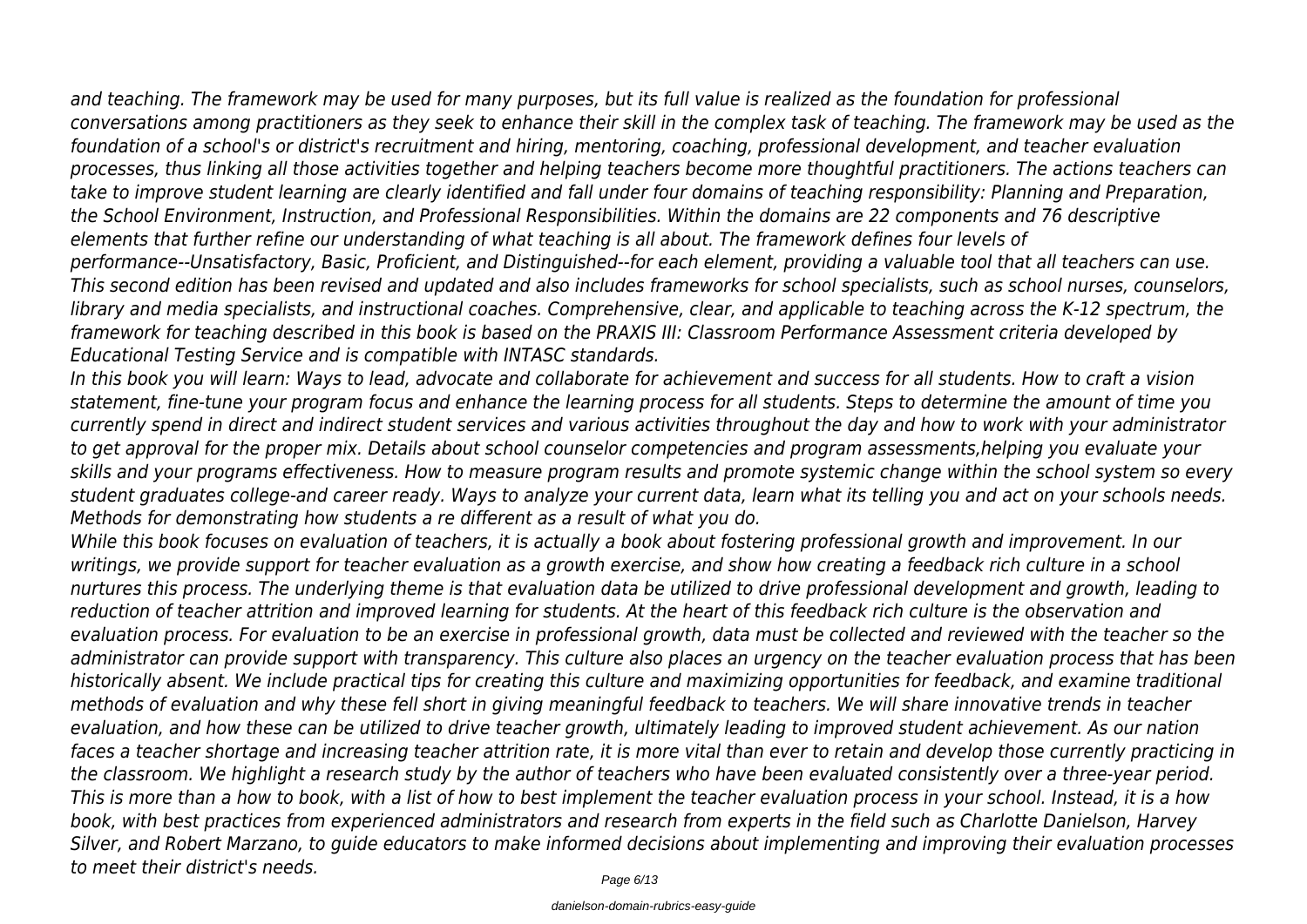*and teaching. The framework may be used for many purposes, but its full value is realized as the foundation for professional conversations among practitioners as they seek to enhance their skill in the complex task of teaching. The framework may be used as the foundation of a school's or district's recruitment and hiring, mentoring, coaching, professional development, and teacher evaluation processes, thus linking all those activities together and helping teachers become more thoughtful practitioners. The actions teachers can take to improve student learning are clearly identified and fall under four domains of teaching responsibility: Planning and Preparation, the School Environment, Instruction, and Professional Responsibilities. Within the domains are 22 components and 76 descriptive elements that further refine our understanding of what teaching is all about. The framework defines four levels of performance--Unsatisfactory, Basic, Proficient, and Distinguished--for each element, providing a valuable tool that all teachers can use. This second edition has been revised and updated and also includes frameworks for school specialists, such as school nurses, counselors, library and media specialists, and instructional coaches. Comprehensive, clear, and applicable to teaching across the K-12 spectrum, the framework for teaching described in this book is based on the PRAXIS III: Classroom Performance Assessment criteria developed by Educational Testing Service and is compatible with INTASC standards.*

*In this book you will learn: Ways to lead, advocate and collaborate for achievement and success for all students. How to craft a vision statement, fine-tune your program focus and enhance the learning process for all students. Steps to determine the amount of time you currently spend in direct and indirect student services and various activities throughout the day and how to work with your administrator to get approval for the proper mix. Details about school counselor competencies and program assessments,helping you evaluate your skills and your programs effectiveness. How to measure program results and promote systemic change within the school system so every student graduates college-and career ready. Ways to analyze your current data, learn what its telling you and act on your schools needs. Methods for demonstrating how students a re different as a result of what you do.*

*While this book focuses on evaluation of teachers, it is actually a book about fostering professional growth and improvement. In our writings, we provide support for teacher evaluation as a growth exercise, and show how creating a feedback rich culture in a school nurtures this process. The underlying theme is that evaluation data be utilized to drive professional development and growth, leading to reduction of teacher attrition and improved learning for students. At the heart of this feedback rich culture is the observation and evaluation process. For evaluation to be an exercise in professional growth, data must be collected and reviewed with the teacher so the administrator can provide support with transparency. This culture also places an urgency on the teacher evaluation process that has been historically absent. We include practical tips for creating this culture and maximizing opportunities for feedback, and examine traditional methods of evaluation and why these fell short in giving meaningful feedback to teachers. We will share innovative trends in teacher evaluation, and how these can be utilized to drive teacher growth, ultimately leading to improved student achievement. As our nation faces a teacher shortage and increasing teacher attrition rate, it is more vital than ever to retain and develop those currently practicing in the classroom. We highlight a research study by the author of teachers who have been evaluated consistently over a three-year period. This is more than a how to book, with a list of how to best implement the teacher evaluation process in your school. Instead, it is a how book, with best practices from experienced administrators and research from experts in the field such as Charlotte Danielson, Harvey Silver, and Robert Marzano, to guide educators to make informed decisions about implementing and improving their evaluation processes to meet their district's needs.*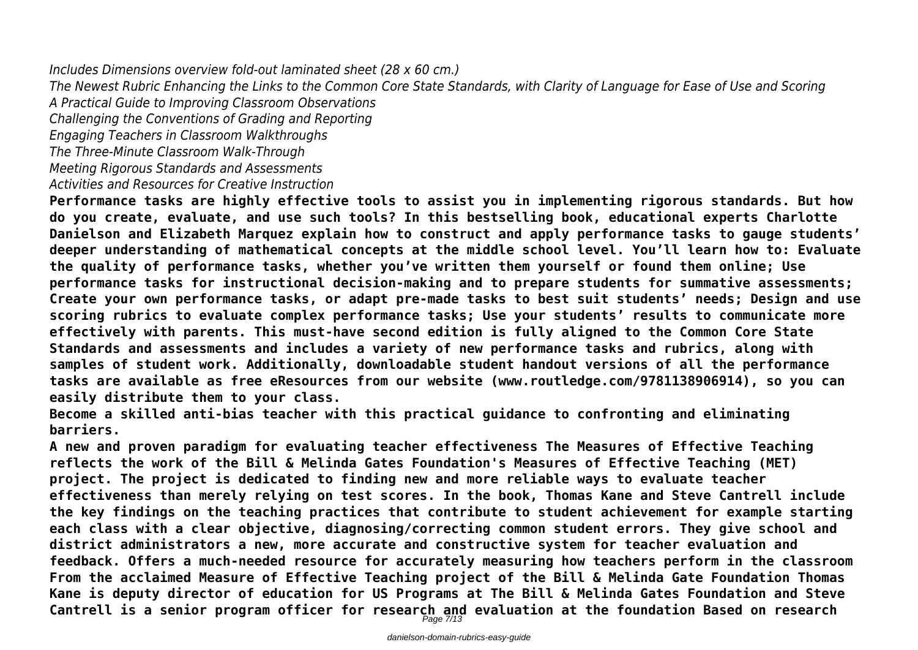*Includes Dimensions overview fold-out laminated sheet (28 x 60 cm.)*
*The Newest Rubric Enhancing the Links to the Common Core State Standards, with Clarity of Language for Ease of Use and Scoring*
*A Practical Guide to Improving Classroom Observations*
*Challenging the Conventions of Grading and Reporting*
*Engaging Teachers in Classroom Walkthroughs*
*The Three-Minute Classroom Walk-Through*
*Meeting Rigorous Standards and Assessments*
*Activities and Resources for Creative Instruction*

**Performance tasks are highly effective tools to assist you in implementing rigorous standards. But how do you create, evaluate, and use such tools? In this bestselling book, educational experts Charlotte Danielson and Elizabeth Marquez explain how to construct and apply performance tasks to gauge students' deeper understanding of mathematical concepts at the middle school level. You'll learn how to: Evaluate the quality of performance tasks, whether you've written them yourself or found them online; Use performance tasks for instructional decision-making and to prepare students for summative assessments; Create your own performance tasks, or adapt pre-made tasks to best suit students' needs; Design and use scoring rubrics to evaluate complex performance tasks; Use your students' results to communicate more effectively with parents. This must-have second edition is fully aligned to the Common Core State Standards and assessments and includes a variety of new performance tasks and rubrics, along with samples of student work. Additionally, downloadable student handout versions of all the performance tasks are available as free eResources from our website (www.routledge.com/9781138906914), so you can easily distribute them to your class.**

**Become a skilled anti-bias teacher with this practical guidance to confronting and eliminating barriers.**

**A new and proven paradigm for evaluating teacher effectiveness The Measures of Effective Teaching reflects the work of the Bill & Melinda Gates Foundation's Measures of Effective Teaching (MET) project. The project is dedicated to finding new and more reliable ways to evaluate teacher effectiveness than merely relying on test scores. In the book, Thomas Kane and Steve Cantrell include the key findings on the teaching practices that contribute to student achievement for example starting each class with a clear objective, diagnosing/correcting common student errors. They give school and district administrators a new, more accurate and constructive system for teacher evaluation and feedback. Offers a much-needed resource for accurately measuring how teachers perform in the classroom From the acclaimed Measure of Effective Teaching project of the Bill & Melinda Gate Foundation Thomas Kane is deputy director of education for US Programs at The Bill & Melinda Gates Foundation and Steve Cantrell is a senior program officer for research and evaluation at the foundation Based on research**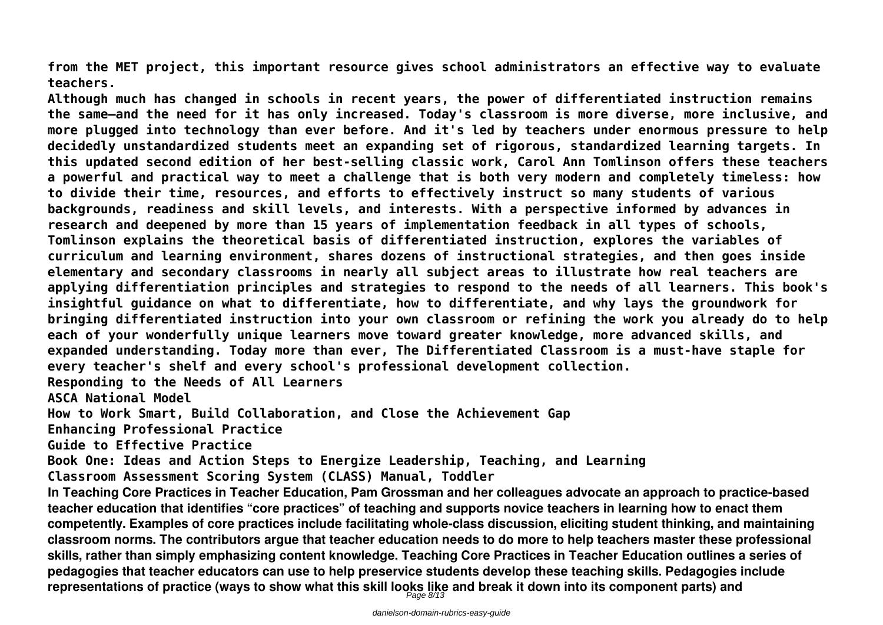**from the MET project, this important resource gives school administrators an effective way to evaluate teachers.**

**Although much has changed in schools in recent years, the power of differentiated instruction remains the same—and the need for it has only increased. Today's classroom is more diverse, more inclusive, and more plugged into technology than ever before. And it's led by teachers under enormous pressure to help decidedly unstandardized students meet an expanding set of rigorous, standardized learning targets. In this updated second edition of her best-selling classic work, Carol Ann Tomlinson offers these teachers a powerful and practical way to meet a challenge that is both very modern and completely timeless: how to divide their time, resources, and efforts to effectively instruct so many students of various backgrounds, readiness and skill levels, and interests. With a perspective informed by advances in research and deepened by more than 15 years of implementation feedback in all types of schools, Tomlinson explains the theoretical basis of differentiated instruction, explores the variables of curriculum and learning environment, shares dozens of instructional strategies, and then goes inside elementary and secondary classrooms in nearly all subject areas to illustrate how real teachers are applying differentiation principles and strategies to respond to the needs of all learners. This book's insightful guidance on what to differentiate, how to differentiate, and why lays the groundwork for bringing differentiated instruction into your own classroom or refining the work you already do to help each of your wonderfully unique learners move toward greater knowledge, more advanced skills, and expanded understanding. Today more than ever, The Differentiated Classroom is a must-have staple for every teacher's shelf and every school's professional development collection.**

**Responding to the Needs of All Learners**

**ASCA National Model**

**How to Work Smart, Build Collaboration, and Close the Achievement Gap**

**Enhancing Professional Practice**

**Guide to Effective Practice**

**Book One: Ideas and Action Steps to Energize Leadership, Teaching, and Learning**

**Classroom Assessment Scoring System (CLASS) Manual, Toddler**

**In Teaching Core Practices in Teacher Education, Pam Grossman and her colleagues advocate an approach to practice-based teacher education that identifies "core practices" of teaching and supports novice teachers in learning how to enact them competently. Examples of core practices include facilitating whole-class discussion, eliciting student thinking, and maintaining classroom norms. The contributors argue that teacher education needs to do more to help teachers master these professional skills, rather than simply emphasizing content knowledge. Teaching Core Practices in Teacher Education outlines a series of pedagogies that teacher educators can use to help preservice students develop these teaching skills. Pedagogies include representations of practice (ways to show what this skill looks like and break it down into its component parts) and**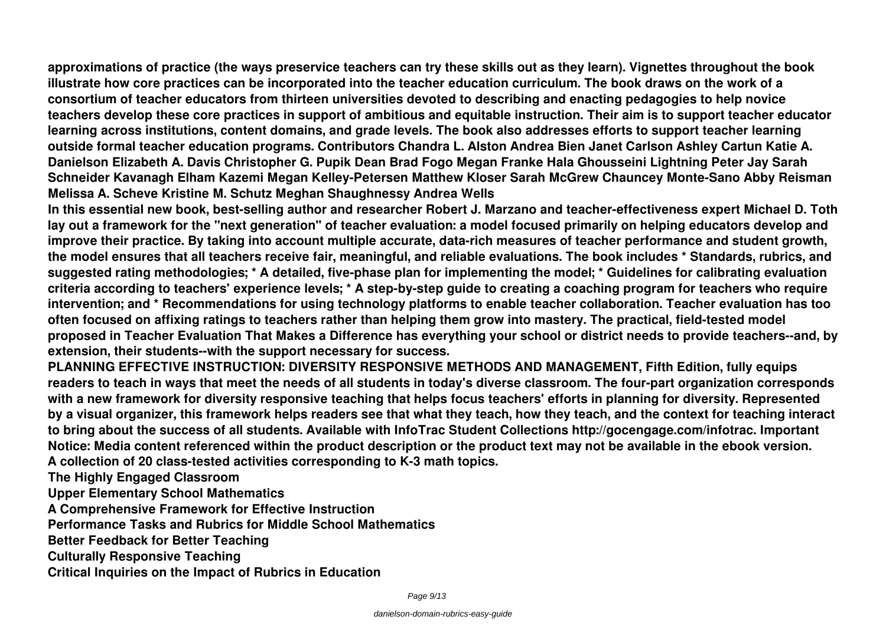**approximations of practice (the ways preservice teachers can try these skills out as they learn). Vignettes throughout the book illustrate how core practices can be incorporated into the teacher education curriculum. The book draws on the work of a consortium of teacher educators from thirteen universities devoted to describing and enacting pedagogies to help novice teachers develop these core practices in support of ambitious and equitable instruction. Their aim is to support teacher educator learning across institutions, content domains, and grade levels. The book also addresses efforts to support teacher learning outside formal teacher education programs. Contributors Chandra L. Alston Andrea Bien Janet Carlson Ashley Cartun Katie A. Danielson Elizabeth A. Davis Christopher G. Pupik Dean Brad Fogo Megan Franke Hala Ghousseini Lightning Peter Jay Sarah Schneider Kavanagh Elham Kazemi Megan Kelley-Petersen Matthew Kloser Sarah McGrew Chauncey Monte-Sano Abby Reisman Melissa A. Scheve Kristine M. Schutz Meghan Shaughnessy Andrea Wells**

**In this essential new book, best-selling author and researcher Robert J. Marzano and teacher-effectiveness expert Michael D. Toth lay out a framework for the "next generation" of teacher evaluation: a model focused primarily on helping educators develop and improve their practice. By taking into account multiple accurate, data-rich measures of teacher performance and student growth, the model ensures that all teachers receive fair, meaningful, and reliable evaluations. The book includes * Standards, rubrics, and suggested rating methodologies; * A detailed, five-phase plan for implementing the model; * Guidelines for calibrating evaluation criteria according to teachers' experience levels; * A step-by-step guide to creating a coaching program for teachers who require intervention; and * Recommendations for using technology platforms to enable teacher collaboration. Teacher evaluation has too often focused on affixing ratings to teachers rather than helping them grow into mastery. The practical, field-tested model proposed in Teacher Evaluation That Makes a Difference has everything your school or district needs to provide teachers--and, by extension, their students--with the support necessary for success.**

**PLANNING EFFECTIVE INSTRUCTION: DIVERSITY RESPONSIVE METHODS AND MANAGEMENT, Fifth Edition, fully equips readers to teach in ways that meet the needs of all students in today's diverse classroom. The four-part organization corresponds with a new framework for diversity responsive teaching that helps focus teachers' efforts in planning for diversity. Represented by a visual organizer, this framework helps readers see that what they teach, how they teach, and the context for teaching interact to bring about the success of all students. Available with InfoTrac Student Collections http://gocengage.com/infotrac. Important Notice: Media content referenced within the product description or the product text may not be available in the ebook version.**

**A collection of 20 class-tested activities corresponding to K-3 math topics.**

**The Highly Engaged Classroom**

**Upper Elementary School Mathematics**

**A Comprehensive Framework for Effective Instruction**

**Performance Tasks and Rubrics for Middle School Mathematics**

**Better Feedback for Better Teaching**

**Culturally Responsive Teaching**

**Critical Inquiries on the Impact of Rubrics in Education**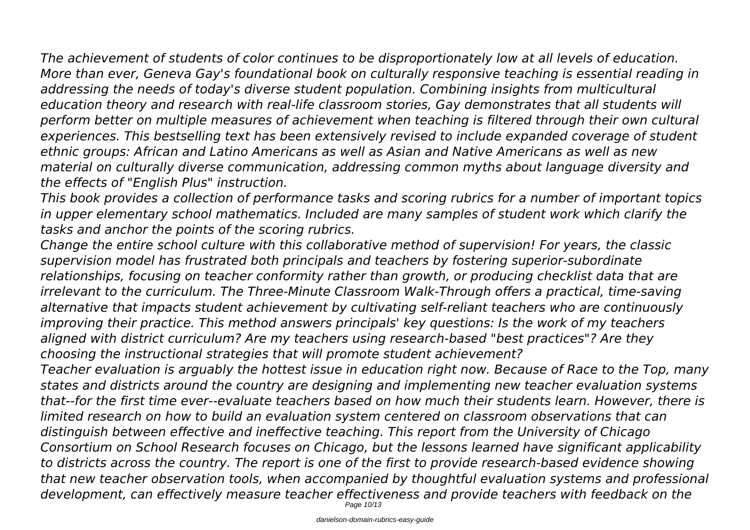*The achievement of students of color continues to be disproportionately low at all levels of education. More than ever, Geneva Gay's foundational book on culturally responsive teaching is essential reading in addressing the needs of today's diverse student population. Combining insights from multicultural education theory and research with real-life classroom stories, Gay demonstrates that all students will perform better on multiple measures of achievement when teaching is filtered through their own cultural experiences. This bestselling text has been extensively revised to include expanded coverage of student ethnic groups: African and Latino Americans as well as Asian and Native Americans as well as new material on culturally diverse communication, addressing common myths about language diversity and the effects of "English Plus" instruction.*

*This book provides a collection of performance tasks and scoring rubrics for a number of important topics in upper elementary school mathematics. Included are many samples of student work which clarify the tasks and anchor the points of the scoring rubrics.*

*Change the entire school culture with this collaborative method of supervision! For years, the classic supervision model has frustrated both principals and teachers by fostering superior-subordinate relationships, focusing on teacher conformity rather than growth, or producing checklist data that are irrelevant to the curriculum. The Three-Minute Classroom Walk-Through offers a practical, time-saving alternative that impacts student achievement by cultivating self-reliant teachers who are continuously improving their practice. This method answers principals' key questions: Is the work of my teachers aligned with district curriculum? Are my teachers using research-based "best practices"? Are they choosing the instructional strategies that will promote student achievement?*

*Teacher evaluation is arguably the hottest issue in education right now. Because of Race to the Top, many states and districts around the country are designing and implementing new teacher evaluation systems that--for the first time ever--evaluate teachers based on how much their students learn. However, there is limited research on how to build an evaluation system centered on classroom observations that can distinguish between effective and ineffective teaching. This report from the University of Chicago Consortium on School Research focuses on Chicago, but the lessons learned have significant applicability to districts across the country. The report is one of the first to provide research-based evidence showing that new teacher observation tools, when accompanied by thoughtful evaluation systems and professional development, can effectively measure teacher effectiveness and provide teachers with feedback on the*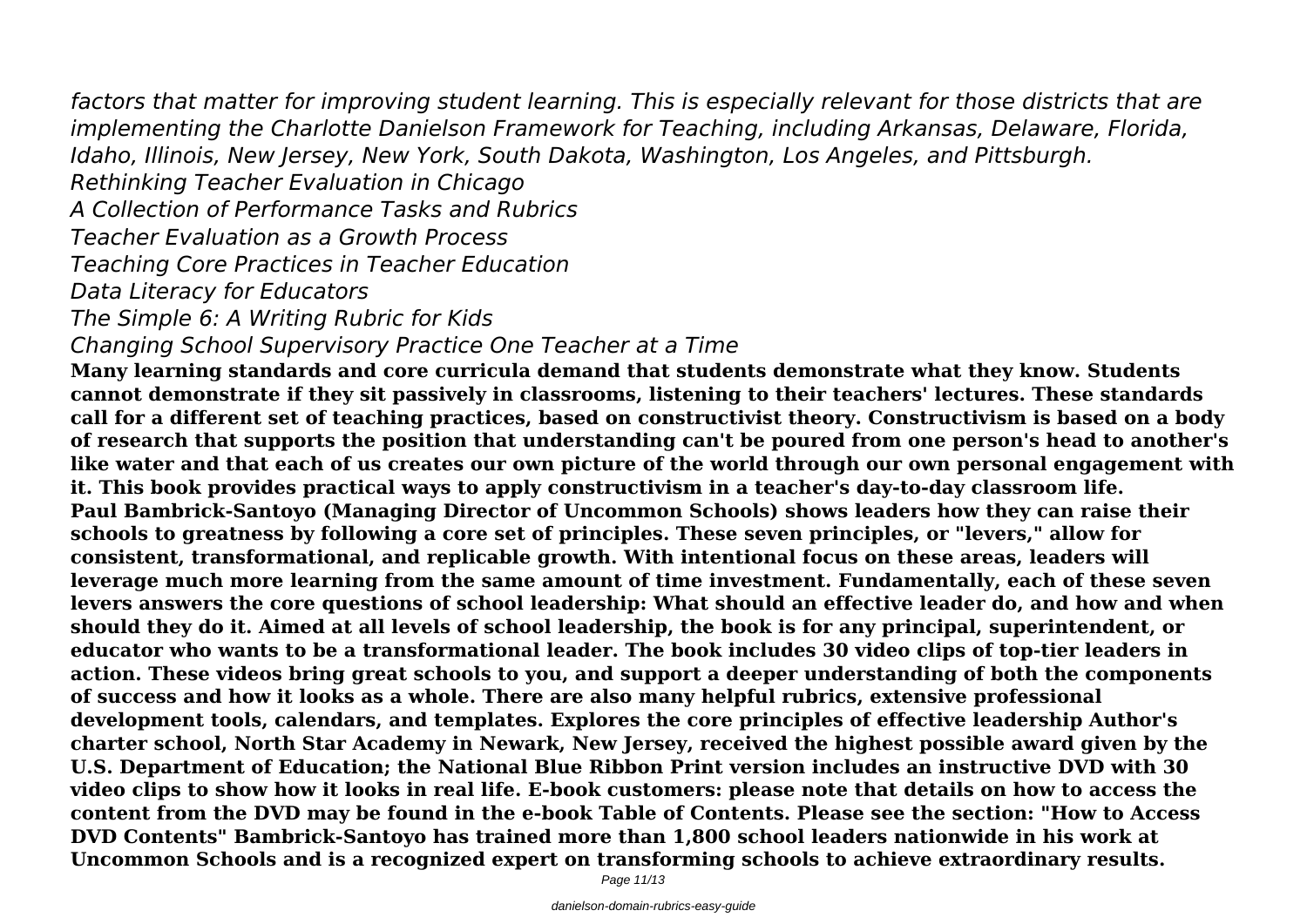*factors that matter for improving student learning. This is especially relevant for those districts that are implementing the Charlotte Danielson Framework for Teaching, including Arkansas, Delaware, Florida, Idaho, Illinois, New Jersey, New York, South Dakota, Washington, Los Angeles, and Pittsburgh.*

*Rethinking Teacher Evaluation in Chicago*

*A Collection of Performance Tasks and Rubrics*

*Teacher Evaluation as a Growth Process*

*Teaching Core Practices in Teacher Education*

*Data Literacy for Educators*

*The Simple 6: A Writing Rubric for Kids*

*Changing School Supervisory Practice One Teacher at a Time*

**Many learning standards and core curricula demand that students demonstrate what they know. Students cannot demonstrate if they sit passively in classrooms, listening to their teachers' lectures. These standards call for a different set of teaching practices, based on constructivist theory. Constructivism is based on a body of research that supports the position that understanding can't be poured from one person's head to another's like water and that each of us creates our own picture of the world through our own personal engagement with it. This book provides practical ways to apply constructivism in a teacher's day-to-day classroom life.**

**Paul Bambrick-Santoyo (Managing Director of Uncommon Schools) shows leaders how they can raise their schools to greatness by following a core set of principles. These seven principles, or "levers," allow for consistent, transformational, and replicable growth. With intentional focus on these areas, leaders will leverage much more learning from the same amount of time investment. Fundamentally, each of these seven levers answers the core questions of school leadership: What should an effective leader do, and how and when should they do it. Aimed at all levels of school leadership, the book is for any principal, superintendent, or educator who wants to be a transformational leader. The book includes 30 video clips of top-tier leaders in action. These videos bring great schools to you, and support a deeper understanding of both the components of success and how it looks as a whole. There are also many helpful rubrics, extensive professional development tools, calendars, and templates. Explores the core principles of effective leadership Author's charter school, North Star Academy in Newark, New Jersey, received the highest possible award given by the U.S. Department of Education; the National Blue Ribbon Print version includes an instructive DVD with 30 video clips to show how it looks in real life. E-book customers: please note that details on how to access the content from the DVD may be found in the e-book Table of Contents. Please see the section: "How to Access DVD Contents" Bambrick-Santoyo has trained more than 1,800 school leaders nationwide in his work at Uncommon Schools and is a recognized expert on transforming schools to achieve extraordinary results.**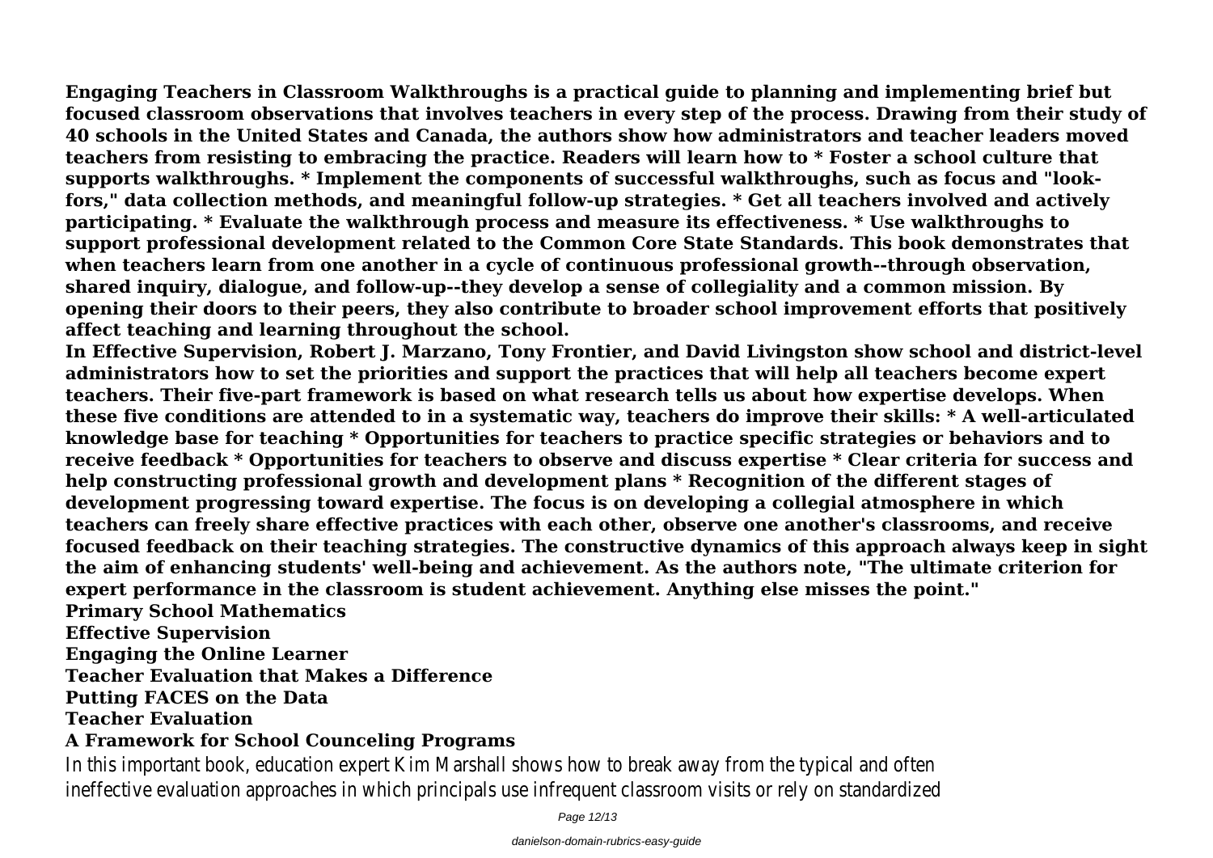**Engaging Teachers in Classroom Walkthroughs is a practical guide to planning and implementing brief but focused classroom observations that involves teachers in every step of the process. Drawing from their study of 40 schools in the United States and Canada, the authors show how administrators and teacher leaders moved teachers from resisting to embracing the practice. Readers will learn how to * Foster a school culture that supports walkthroughs. * Implement the components of successful walkthroughs, such as focus and "look-fors," data collection methods, and meaningful follow-up strategies. * Get all teachers involved and actively participating. * Evaluate the walkthrough process and measure its effectiveness. * Use walkthroughs to support professional development related to the Common Core State Standards. This book demonstrates that when teachers learn from one another in a cycle of continuous professional growth--through observation, shared inquiry, dialogue, and follow-up--they develop a sense of collegiality and a common mission. By opening their doors to their peers, they also contribute to broader school improvement efforts that positively affect teaching and learning throughout the school.**

**In Effective Supervision, Robert J. Marzano, Tony Frontier, and David Livingston show school and district-level administrators how to set the priorities and support the practices that will help all teachers become expert teachers. Their five-part framework is based on what research tells us about how expertise develops. When these five conditions are attended to in a systematic way, teachers do improve their skills: * A well-articulated knowledge base for teaching * Opportunities for teachers to practice specific strategies or behaviors and to receive feedback * Opportunities for teachers to observe and discuss expertise * Clear criteria for success and help constructing professional growth and development plans * Recognition of the different stages of development progressing toward expertise. The focus is on developing a collegial atmosphere in which teachers can freely share effective practices with each other, observe one another's classrooms, and receive focused feedback on their teaching strategies. The constructive dynamics of this approach always keep in sight the aim of enhancing students' well-being and achievement. As the authors note, "The ultimate criterion for expert performance in the classroom is student achievement. Anything else misses the point."**

**Primary School Mathematics**

**Effective Supervision**

**Engaging the Online Learner**

**Teacher Evaluation that Makes a Difference**

**Putting FACES on the Data**

**Teacher Evaluation**

**A Framework for School Counceling Programs**

In this important book, education expert Kim Marshall shows how to break away from the typical and often ineffective evaluation approaches in which principals use infrequent classroom visits or rely on standardized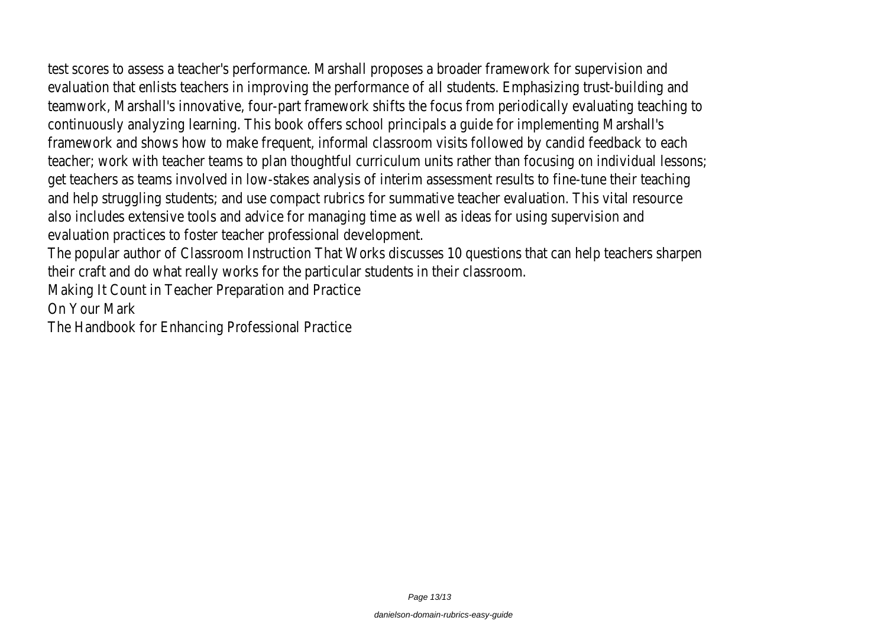test scores to assess a teacher's performance. Marshall proposes a broader framework for supervision and evaluation that enlists teachers in improving the performance of all students. Emphasizing trust-building and teamwork, Marshall's innovative, four-part framework shifts the focus from periodically evaluating teaching to continuously analyzing learning. This book offers school principals a guide for implementing Marshall's framework and shows how to make frequent, informal classroom visits followed by candid feedback to each teacher; work with teacher teams to plan thoughtful curriculum units rather than focusing on individual lessons; get teachers as teams involved in low-stakes analysis of interim assessment results to fine-tune their teaching and help struggling students; and use compact rubrics for summative teacher evaluation. This vital resource also includes extensive tools and advice for managing time as well as ideas for using supervision and evaluation practices to foster teacher professional development.

The popular author of Classroom Instruction That Works discusses 10 questions that can help teachers sharpen their craft and do what really works for the particular students in their classroom.

Making It Count in Teacher Preparation and Practice

On Your Mark

The Handbook for Enhancing Professional Practice